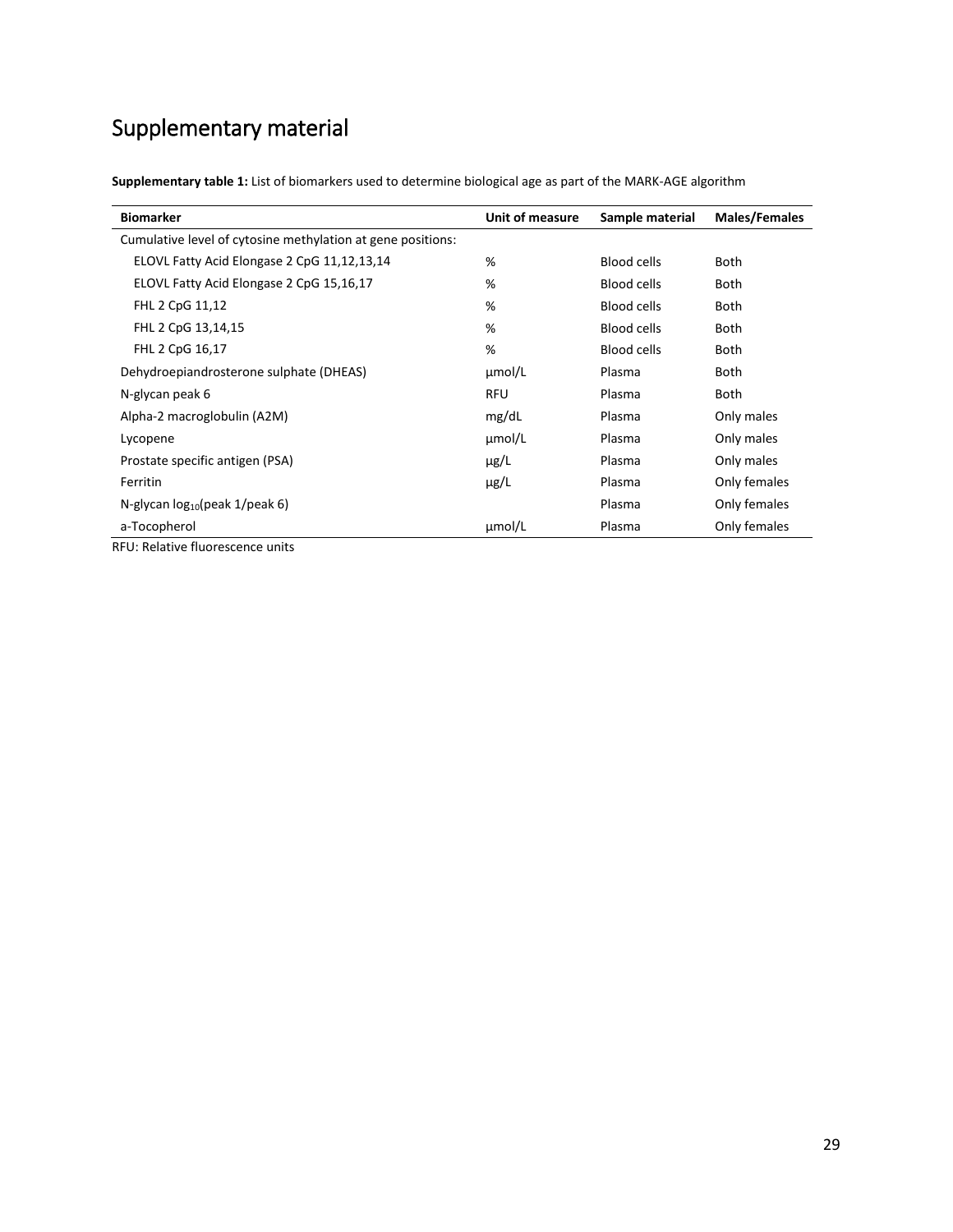# Supplementary material

**Supplementary table 1:** List of biomarkers used to determine biological age as part of the MARK-AGE algorithm

| Biomarker | Unit of measure | Sample material | Males/Females |
|---|---|---|---|
| Cumulative level of cytosine methylation at gene positions: | | | |
| ELOVL Fatty Acid Elongase 2 CpG 11,12,13,14 | % | Blood cells | Both |
| ELOVL Fatty Acid Elongase 2 CpG 15,16,17 | % | Blood cells | Both |
| FHL 2 CpG 11,12 | % | Blood cells | Both |
| FHL 2 CpG 13,14,15 | % | Blood cells | Both |
| FHL 2 CpG 16,17 | % | Blood cells | Both |
| Dehydroepiandrosterone sulphate (DHEAS) | µmol/L | Plasma | Both |
| N-glycan peak 6 | RFU | Plasma | Both |
| Alpha-2 macroglobulin (A2M) | mg/dL | Plasma | Only males |
| Lycopene | µmol/L | Plasma | Only males |
| Prostate specific antigen (PSA) | µg/L | Plasma | Only males |
| Ferritin | µg/L | Plasma | Only females |
| N-glycan $\log_{10}$(peak 1/peak 6) | | Plasma | Only females |
| a-Tocopherol | µmol/L | Plasma | Only females |

RFU: Relative fluorescence units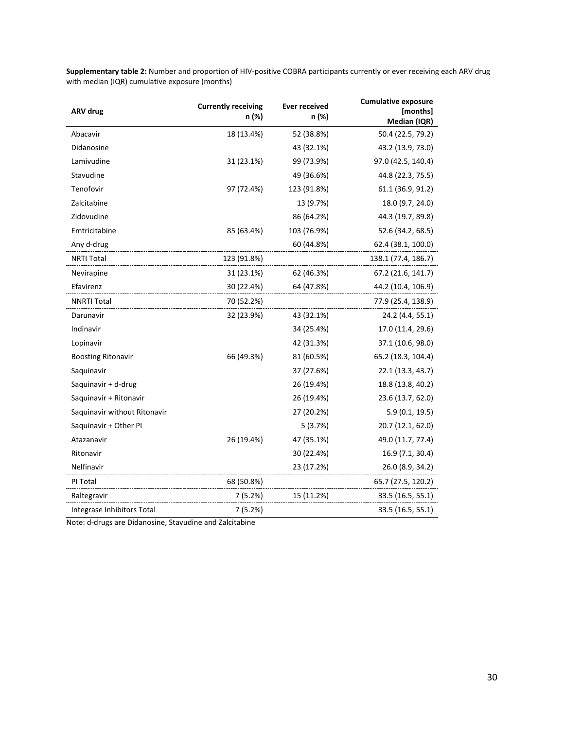**Supplementary table 2:** Number and proportion of HIV-positive COBRA participants currently or ever receiving each ARV drug with median (IQR) cumulative exposure (months)

| ARV drug | Currently receiving n (%) | Ever received n (%) | Cumulative exposure [months] Median (IQR) |
|---|---|---|---|
| Abacavir | 18 (13.4%) | 52 (38.8%) | 50.4 (22.5, 79.2) |
| Didanosine | | 43 (32.1%) | 43.2 (13.9, 73.0) |
| Lamivudine | 31 (23.1%) | 99 (73.9%) | 97.0 (42.5, 140.4) |
| Stavudine | | 49 (36.6%) | 44.8 (22.3, 75.5) |
| Tenofovir | 97 (72.4%) | 123 (91.8%) | 61.1 (36.9, 91.2) |
| Zalcitabine | | 13 (9.7%) | 18.0 (9.7, 24.0) |
| Zidovudine | | 86 (64.2%) | 44.3 (19.7, 89.8) |
| Emtricitabine | 85 (63.4%) | 103 (76.9%) | 52.6 (34.2, 68.5) |
| Any d-drug | | 60 (44.8%) | 62.4 (38.1, 100.0) |
| NRTI Total | 123 (91.8%) | | 138.1 (77.4, 186.7) |
| Nevirapine | 31 (23.1%) | 62 (46.3%) | 67.2 (21.6, 141.7) |
| Efavirenz | 30 (22.4%) | 64 (47.8%) | 44.2 (10.4, 106.9) |
| NNRTI Total | 70 (52.2%) | | 77.9 (25.4, 138.9) |
| Darunavir | 32 (23.9%) | 43 (32.1%) | 24.2 (4.4, 55.1) |
| Indinavir | | 34 (25.4%) | 17.0 (11.4, 29.6) |
| Lopinavir | | 42 (31.3%) | 37.1 (10.6, 98.0) |
| Boosting Ritonavir | 66 (49.3%) | 81 (60.5%) | 65.2 (18.3, 104.4) |
| Saquinavir | | 37 (27.6%) | 22.1 (13.3, 43.7) |
| Saquinavir + d-drug | | 26 (19.4%) | 18.8 (13.8, 40.2) |
| Saquinavir + Ritonavir | | 26 (19.4%) | 23.6 (13.7, 62.0) |
| Saquinavir without Ritonavir | | 27 (20.2%) | 5.9 (0.1, 19.5) |
| Saquinavir + Other PI | | 5 (3.7%) | 20.7 (12.1, 62.0) |
| Atazanavir | 26 (19.4%) | 47 (35.1%) | 49.0 (11.7, 77.4) |
| Ritonavir | | 30 (22.4%) | 16.9 (7.1, 30.4) |
| Nelfinavir | | 23 (17.2%) | 26.0 (8.9, 34.2) |
| PI Total | 68 (50.8%) | | 65.7 (27.5, 120.2) |
| Raltegravir | 7 (5.2%) | 15 (11.2%) | 33.5 (16.5, 55.1) |
| Integrase Inhibitors Total | 7 (5.2%) | | 33.5 (16.5, 55.1) |

Note: d-drugs are Didanosine, Stavudine and Zalcitabine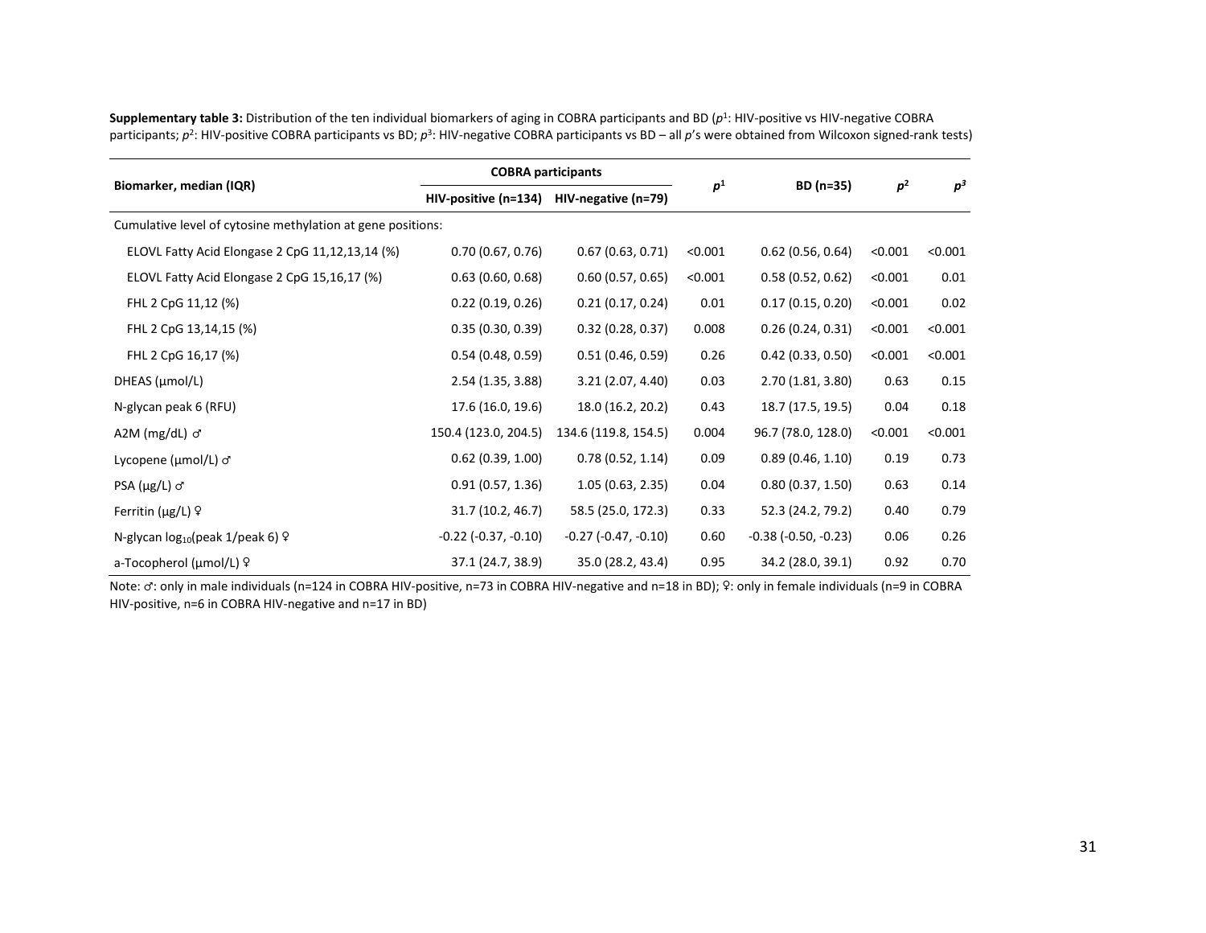**Supplementary table 3:** Distribution of the ten individual biomarkers of aging in COBRA participants and BD ($p^1$: HIV-positive vs HIV-negative COBRA participants; $p^2$: HIV-positive COBRA participants vs BD; $p^3$: HIV-negative COBRA participants vs BD – all $p$'s were obtained from Wilcoxon signed-rank tests)

| Biomarker, median (IQR) | COBRA participants | | $p^1$ | BD (n=35) | $p^2$ | $p^3$ |
|---|---|---|---|---|---|---|
| | HIV-positive (n=134) | HIV-negative (n=79) | | | | |
| Cumulative level of cytosine methylation at gene positions: | | | | | | |
| ELOVL Fatty Acid Elongase 2 CpG 11,12,13,14 (%) | 0.70 (0.67, 0.76) | 0.67 (0.63, 0.71) | <0.001 | 0.62 (0.56, 0.64) | <0.001 | <0.001 |
| ELOVL Fatty Acid Elongase 2 CpG 15,16,17 (%) | 0.63 (0.60, 0.68) | 0.60 (0.57, 0.65) | <0.001 | 0.58 (0.52, 0.62) | <0.001 | 0.01 |
| FHL 2 CpG 11,12 (%) | 0.22 (0.19, 0.26) | 0.21 (0.17, 0.24) | 0.01 | 0.17 (0.15, 0.20) | <0.001 | 0.02 |
| FHL 2 CpG 13,14,15 (%) | 0.35 (0.30, 0.39) | 0.32 (0.28, 0.37) | 0.008 | 0.26 (0.24, 0.31) | <0.001 | <0.001 |
| FHL 2 CpG 16,17 (%) | 0.54 (0.48, 0.59) | 0.51 (0.46, 0.59) | 0.26 | 0.42 (0.33, 0.50) | <0.001 | <0.001 |
| DHEAS (µmol/L) | 2.54 (1.35, 3.88) | 3.21 (2.07, 4.40) | 0.03 | 2.70 (1.81, 3.80) | 0.63 | 0.15 |
| N-glycan peak 6 (RFU) | 17.6 (16.0, 19.6) | 18.0 (16.2, 20.2) | 0.43 | 18.7 (17.5, 19.5) | 0.04 | 0.18 |
| A2M (mg/dL) ♂ | 150.4 (123.0, 204.5) | 134.6 (119.8, 154.5) | 0.004 | 96.7 (78.0, 128.0) | <0.001 | <0.001 |
| Lycopene (µmol/L) ♂ | 0.62 (0.39, 1.00) | 0.78 (0.52, 1.14) | 0.09 | 0.89 (0.46, 1.10) | 0.19 | 0.73 |
| PSA (µg/L) ♂ | 0.91 (0.57, 1.36) | 1.05 (0.63, 2.35) | 0.04 | 0.80 (0.37, 1.50) | 0.63 | 0.14 |
| Ferritin (µg/L) ♀ | 31.7 (10.2, 46.7) | 58.5 (25.0, 172.3) | 0.33 | 52.3 (24.2, 79.2) | 0.40 | 0.79 |
| N-glycan $\log_{10}$(peak 1/peak 6) ♀ | -0.22 (-0.37, -0.10) | -0.27 (-0.47, -0.10) | 0.60 | -0.38 (-0.50, -0.23) | 0.06 | 0.26 |
| a-Tocopherol (µmol/L) ♀ | 37.1 (24.7, 38.9) | 35.0 (28.2, 43.4) | 0.95 | 34.2 (28.0, 39.1) | 0.92 | 0.70 |

Note: ♂: only in male individuals (n=124 in COBRA HIV-positive, n=73 in COBRA HIV-negative and n=18 in BD); ♀: only in female individuals (n=9 in COBRA HIV-positive, n=6 in COBRA HIV-negative and n=17 in BD)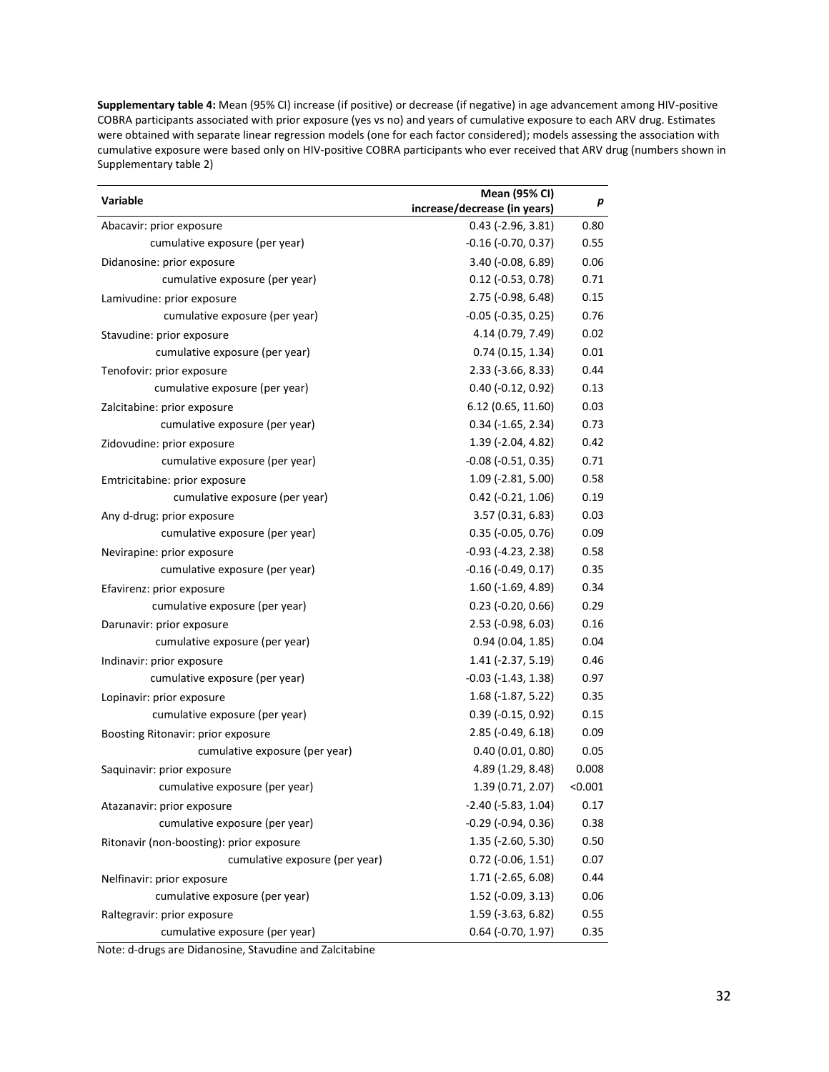**Supplementary table 4:** Mean (95% CI) increase (if positive) or decrease (if negative) in age advancement among HIV-positive COBRA participants associated with prior exposure (yes vs no) and years of cumulative exposure to each ARV drug. Estimates were obtained with separate linear regression models (one for each factor considered); models assessing the association with cumulative exposure were based only on HIV-positive COBRA participants who ever received that ARV drug (numbers shown in Supplementary table 2)

| Variable | Mean (95% CI) increase/decrease (in years) | *p* |
|---|---|---|
| Abacavir: prior exposure | 0.43 (-2.96, 3.81) | 0.80 |
| cumulative exposure (per year) | -0.16 (-0.70, 0.37) | 0.55 |
| Didanosine: prior exposure | 3.40 (-0.08, 6.89) | 0.06 |
| cumulative exposure (per year) | 0.12 (-0.53, 0.78) | 0.71 |
| Lamivudine: prior exposure | 2.75 (-0.98, 6.48) | 0.15 |
| cumulative exposure (per year) | -0.05 (-0.35, 0.25) | 0.76 |
| Stavudine: prior exposure | 4.14 (0.79, 7.49) | 0.02 |
| cumulative exposure (per year) | 0.74 (0.15, 1.34) | 0.01 |
| Tenofovir: prior exposure | 2.33 (-3.66, 8.33) | 0.44 |
| cumulative exposure (per year) | 0.40 (-0.12, 0.92) | 0.13 |
| Zalcitabine: prior exposure | 6.12 (0.65, 11.60) | 0.03 |
| cumulative exposure (per year) | 0.34 (-1.65, 2.34) | 0.73 |
| Zidovudine: prior exposure | 1.39 (-2.04, 4.82) | 0.42 |
| cumulative exposure (per year) | -0.08 (-0.51, 0.35) | 0.71 |
| Emtricitabine: prior exposure | 1.09 (-2.81, 5.00) | 0.58 |
| cumulative exposure (per year) | 0.42 (-0.21, 1.06) | 0.19 |
| Any d-drug: prior exposure | 3.57 (0.31, 6.83) | 0.03 |
| cumulative exposure (per year) | 0.35 (-0.05, 0.76) | 0.09 |
| Nevirapine: prior exposure | -0.93 (-4.23, 2.38) | 0.58 |
| cumulative exposure (per year) | -0.16 (-0.49, 0.17) | 0.35 |
| Efavirenz: prior exposure | 1.60 (-1.69, 4.89) | 0.34 |
| cumulative exposure (per year) | 0.23 (-0.20, 0.66) | 0.29 |
| Darunavir: prior exposure | 2.53 (-0.98, 6.03) | 0.16 |
| cumulative exposure (per year) | 0.94 (0.04, 1.85) | 0.04 |
| Indinavir: prior exposure | 1.41 (-2.37, 5.19) | 0.46 |
| cumulative exposure (per year) | -0.03 (-1.43, 1.38) | 0.97 |
| Lopinavir: prior exposure | 1.68 (-1.87, 5.22) | 0.35 |
| cumulative exposure (per year) | 0.39 (-0.15, 0.92) | 0.15 |
| Boosting Ritonavir: prior exposure | 2.85 (-0.49, 6.18) | 0.09 |
| cumulative exposure (per year) | 0.40 (0.01, 0.80) | 0.05 |
| Saquinavir: prior exposure | 4.89 (1.29, 8.48) | 0.008 |
| cumulative exposure (per year) | 1.39 (0.71, 2.07) | <0.001 |
| Atazanavir: prior exposure | -2.40 (-5.83, 1.04) | 0.17 |
| cumulative exposure (per year) | -0.29 (-0.94, 0.36) | 0.38 |
| Ritonavir (non-boosting): prior exposure | 1.35 (-2.60, 5.30) | 0.50 |
| cumulative exposure (per year) | 0.72 (-0.06, 1.51) | 0.07 |
| Nelfinavir: prior exposure | 1.71 (-2.65, 6.08) | 0.44 |
| cumulative exposure (per year) | 1.52 (-0.09, 3.13) | 0.06 |
| Raltegravir: prior exposure | 1.59 (-3.63, 6.82) | 0.55 |
| cumulative exposure (per year) | 0.64 (-0.70, 1.97) | 0.35 |

Note: d-drugs are Didanosine, Stavudine and Zalcitabine